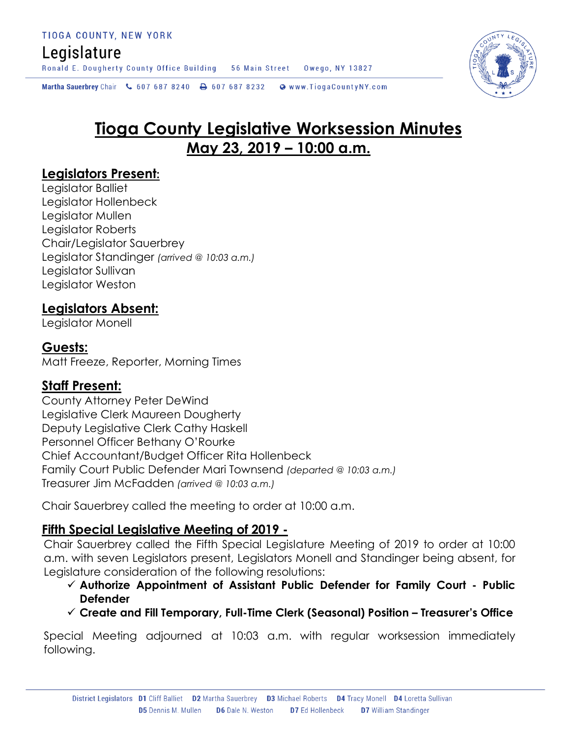TIOGA COUNTY, NEW YORK

Legislature

Ronald E. Dougherty County Office Building 56 Main Street Owego, NY 13827

Martha Sauerbrey Chair 607 687 8240 607 687 8232 www.TiogaCountyNY.com

# Tioga County Legislative Worksession Minutes

## May 23, 2019 – 10:00 a.m.

### Legislators Present:

Legislator Balliet
Legislator Hollenbeck
Legislator Mullen
Legislator Roberts
Chair/Legislator Sauerbrey
Legislator Standinger *(arrived @ 10:03 a.m.)*
Legislator Sullivan
Legislator Weston

### Legislators Absent:

Legislator Monell

### Guests:

Matt Freeze, Reporter, Morning Times

### Staff Present:

County Attorney Peter DeWind
Legislative Clerk Maureen Dougherty
Deputy Legislative Clerk Cathy Haskell
Personnel Officer Bethany O'Rourke
Chief Accountant/Budget Officer Rita Hollenbeck
Family Court Public Defender Mari Townsend *(departed @ 10:03 a.m.)*
Treasurer Jim McFadden *(arrived @ 10:03 a.m.)*

Chair Sauerbrey called the meeting to order at 10:00 a.m.

### Fifth Special Legislative Meeting of 2019 -

Chair Sauerbrey called the Fifth Special Legislature Meeting of 2019 to order at 10:00 a.m. with seven Legislators present, Legislators Monell and Standinger being absent, for Legislature consideration of the following resolutions:

- ✓ **Authorize Appointment of Assistant Public Defender for Family Court - Public Defender**
- ✓ **Create and Fill Temporary, Full-Time Clerk (Seasonal) Position – Treasurer's Office**

Special Meeting adjourned at 10:03 a.m. with regular worksession immediately following.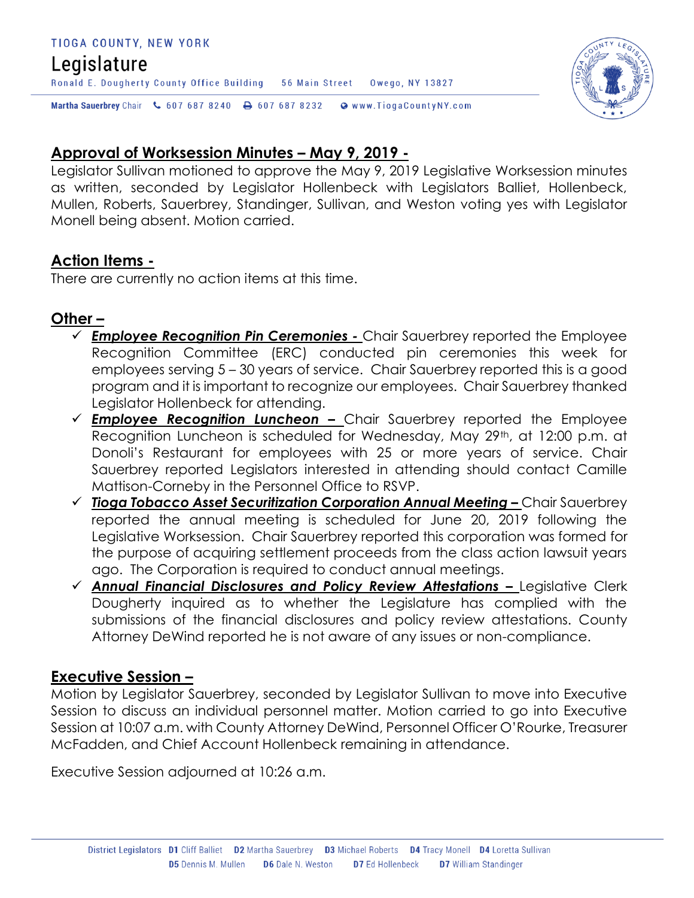## Approval of Worksession Minutes – May 9, 2019 -

Legislator Sullivan motioned to approve the May 9, 2019 Legislative Worksession minutes as written, seconded by Legislator Hollenbeck with Legislators Balliet, Hollenbeck, Mullen, Roberts, Sauerbrey, Standinger, Sullivan, and Weston voting yes with Legislator Monell being absent. Motion carried.

## Action Items -

There are currently no action items at this time.

## Other –

- ✓ ***Employee Recognition Pin Ceremonies -*** Chair Sauerbrey reported the Employee Recognition Committee (ERC) conducted pin ceremonies this week for employees serving 5 – 30 years of service. Chair Sauerbrey reported this is a good program and it is important to recognize our employees. Chair Sauerbrey thanked Legislator Hollenbeck for attending.
- ✓ ***Employee Recognition Luncheon –*** Chair Sauerbrey reported the Employee Recognition Luncheon is scheduled for Wednesday, May 29th, at 12:00 p.m. at Donoli's Restaurant for employees with 25 or more years of service. Chair Sauerbrey reported Legislators interested in attending should contact Camille Mattison-Corneby in the Personnel Office to RSVP.
- ✓ ***Tioga Tobacco Asset Securitization Corporation Annual Meeting –*** Chair Sauerbrey reported the annual meeting is scheduled for June 20, 2019 following the Legislative Worksession. Chair Sauerbrey reported this corporation was formed for the purpose of acquiring settlement proceeds from the class action lawsuit years ago. The Corporation is required to conduct annual meetings.
- ✓ ***Annual Financial Disclosures and Policy Review Attestations –*** Legislative Clerk Dougherty inquired as to whether the Legislature has complied with the submissions of the financial disclosures and policy review attestations. County Attorney DeWind reported he is not aware of any issues or non-compliance.

## Executive Session –

Motion by Legislator Sauerbrey, seconded by Legislator Sullivan to move into Executive Session to discuss an individual personnel matter. Motion carried to go into Executive Session at 10:07 a.m. with County Attorney DeWind, Personnel Officer O'Rourke, Treasurer McFadden, and Chief Account Hollenbeck remaining in attendance.

Executive Session adjourned at 10:26 a.m.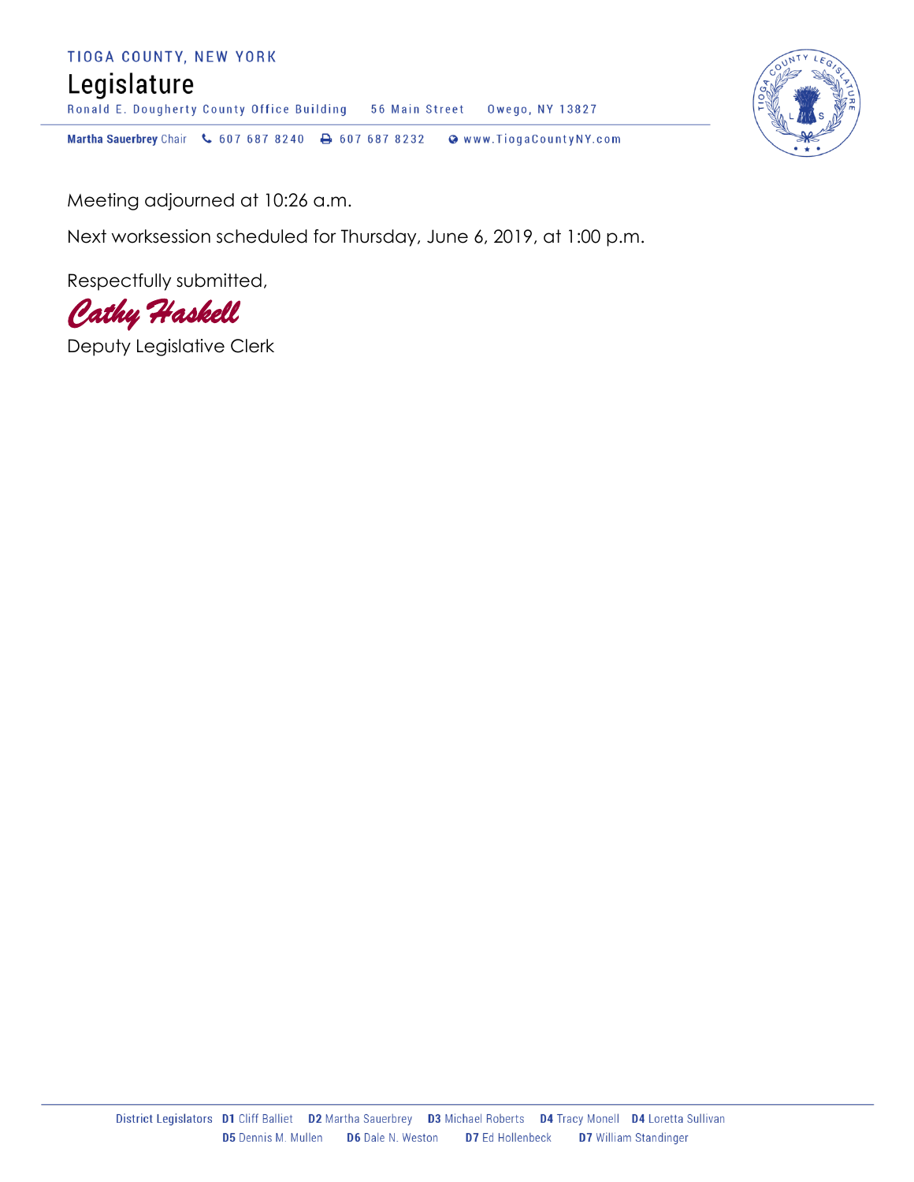Meeting adjourned at 10:26 a.m.

Next worksession scheduled for Thursday, June 6, 2019, at 1:00 p.m.

Respectfully submitted,

*Cathy Haskell*

Deputy Legislative Clerk